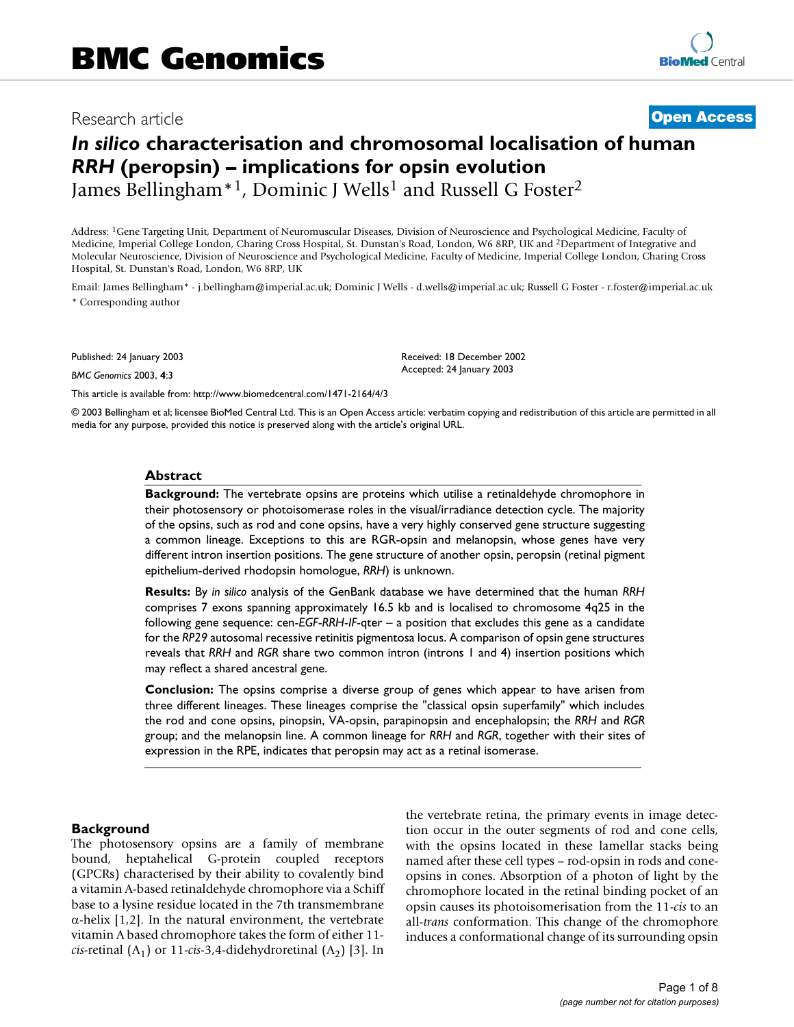# BMC Genomics

Research article **Open Access**

# *In silico* characterisation and chromosomal localisation of human *RRH* (peropsin) – implications for opsin evolution

James Bellingham*[1], Dominic J Wells[1] and Russell G Foster[2]

Address: [1]Gene Targeting Unit, Department of Neuromuscular Diseases, Division of Neuroscience and Psychological Medicine, Faculty of Medicine, Imperial College London, Charing Cross Hospital, St. Dunstan's Road, London, W6 8RP, UK and [2]Department of Integrative and Molecular Neuroscience, Division of Neuroscience and Psychological Medicine, Faculty of Medicine, Imperial College London, Charing Cross Hospital, St. Dunstan's Road, London, W6 8RP, UK

Email: James Bellingham* - j.bellingham@imperial.ac.uk; Dominic J Wells - d.wells@imperial.ac.uk; Russell G Foster - r.foster@imperial.ac.uk

\* Corresponding author

Published: 24 January 2003

*BMC Genomics* 2003, **4**:3

Received: 18 December 2002

Accepted: 24 January 2003

This article is available from: http://www.biomedcentral.com/1471-2164/4/3

© 2003 Bellingham et al; licensee BioMed Central Ltd. This is an Open Access article: verbatim copying and redistribution of this article are permitted in all media for any purpose, provided this notice is preserved along with the article's original URL.

## Abstract

**Background:** The vertebrate opsins are proteins which utilise a retinaldehyde chromophore in their photosensory or photoisomerase roles in the visual/irradiance detection cycle. The majority of the opsins, such as rod and cone opsins, have a very highly conserved gene structure suggesting a common lineage. Exceptions to this are RGR-opsin and melanopsin, whose genes have very different intron insertion positions. The gene structure of another opsin, peropsin (retinal pigment epithelium-derived rhodopsin homologue, *RRH*) is unknown.

**Results:** By *in silico* analysis of the GenBank database we have determined that the human *RRH* comprises 7 exons spanning approximately 16.5 kb and is localised to chromosome 4q25 in the following gene sequence: cen-*EGF*-*RRH*-*IF*-qter – a position that excludes this gene as a candidate for the *RP29* autosomal recessive retinitis pigmentosa locus. A comparison of opsin gene structures reveals that *RRH* and *RGR* share two common intron (introns 1 and 4) insertion positions which may reflect a shared ancestral gene.

**Conclusion:** The opsins comprise a diverse group of genes which appear to have arisen from three different lineages. These lineages comprise the "classical opsin superfamily" which includes the rod and cone opsins, pinopsin, VA-opsin, parapinopsin and encephalopsin; the *RRH* and *RGR* group; and the melanopsin line. A common lineage for *RRH* and *RGR*, together with their sites of expression in the RPE, indicates that peropsin may act as a retinal isomerase.

## Background

The photosensory opsins are a family of membrane bound, heptahelical G-protein coupled receptors (GPCRs) characterised by their ability to covalently bind a vitamin A-based retinaldehyde chromophore via a Schiff base to a lysine residue located in the 7th transmembrane $\alpha$-helix [1,2]. In the natural environment, the vertebrate vitamin A based chromophore takes the form of either 11-*cis*-retinal ($A_1$) or 11-*cis*-3,4-didehydroretinal ($A_2$) [3]. In the vertebrate retina, the primary events in image detection occur in the outer segments of rod and cone cells, with the opsins located in these lamellar stacks being named after these cell types – rod-opsin in rods and cone-opsins in cones. Absorption of a photon of light by the chromophore located in the retinal binding pocket of an opsin causes its photoisomerisation from the 11-*cis* to an all-*trans* conformation. This change of the chromophore induces a conformational change of its surrounding opsin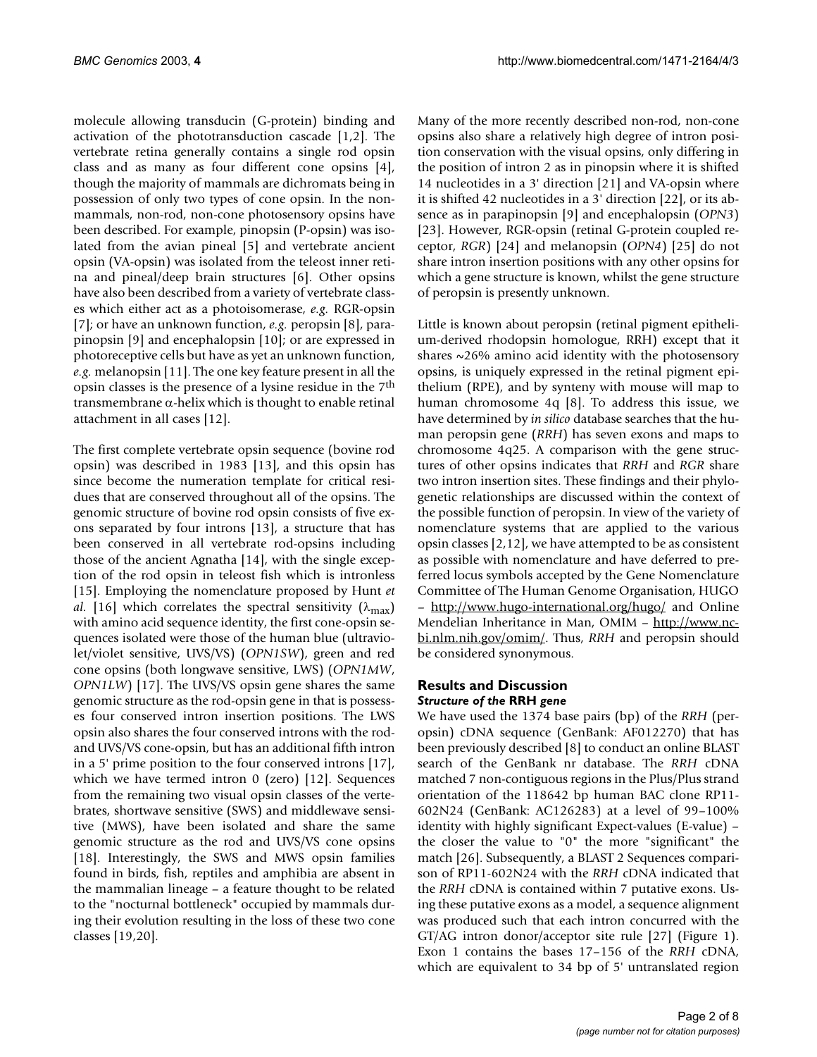molecule allowing transducin (G-protein) binding and activation of the phototransduction cascade [1,2]. The vertebrate retina generally contains a single rod opsin class and as many as four different cone opsins [4], though the majority of mammals are dichromats being in possession of only two types of cone opsin. In the non-mammals, non-rod, non-cone photosensory opsins have been described. For example, pinopsin (P-opsin) was isolated from the avian pineal [5] and vertebrate ancient opsin (VA-opsin) was isolated from the teleost inner retina and pineal/deep brain structures [6]. Other opsins have also been described from a variety of vertebrate classes which either act as a photoisomerase, *e.g.* RGR-opsin [7]; or have an unknown function, *e.g.* peropsin [8], parapinopsin [9] and encephalopsin [10]; or are expressed in photoreceptive cells but have as yet an unknown function, *e.g.* melanopsin [11]. The one key feature present in all the opsin classes is the presence of a lysine residue in the 7th transmembrane α-helix which is thought to enable retinal attachment in all cases [12].

The first complete vertebrate opsin sequence (bovine rod opsin) was described in 1983 [13], and this opsin has since become the numeration template for critical residues that are conserved throughout all of the opsins. The genomic structure of bovine rod opsin consists of five exons separated by four introns [13], a structure that has been conserved in all vertebrate rod-opsins including those of the ancient Agnatha [14], with the single exception of the rod opsin in teleost fish which is intronless [15]. Employing the nomenclature proposed by Hunt *et al.* [16] which correlates the spectral sensitivity ($\lambda_{max}$) with amino acid sequence identity, the first cone-opsin sequences isolated were those of the human blue (ultraviolet/violet sensitive, UVS/VS) (*OPN1SW*), green and red cone opsins (both longwave sensitive, LWS) (*OPN1MW*, *OPN1LW*) [17]. The UVS/VS opsin gene shares the same genomic structure as the rod-opsin gene in that is possesses four conserved intron insertion positions. The LWS opsin also shares the four conserved introns with the rod- and UVS/VS cone-opsin, but has an additional fifth intron in a 5' prime position to the four conserved introns [17], which we have termed intron 0 (zero) [12]. Sequences from the remaining two visual opsin classes of the vertebrates, shortwave sensitive (SWS) and middlewave sensitive (MWS), have been isolated and share the same genomic structure as the rod and UVS/VS cone opsins [18]. Interestingly, the SWS and MWS opsin families found in birds, fish, reptiles and amphibia are absent in the mammalian lineage – a feature thought to be related to the "nocturnal bottleneck" occupied by mammals during their evolution resulting in the loss of these two cone classes [19,20].

Many of the more recently described non-rod, non-cone opsins also share a relatively high degree of intron position conservation with the visual opsins, only differing in the position of intron 2 as in pinopsin where it is shifted 14 nucleotides in a 3' direction [21] and VA-opsin where it is shifted 42 nucleotides in a 3' direction [22], or its absence as in parapinopsin [9] and encephalopsin (*OPN3*) [23]. However, RGR-opsin (retinal G-protein coupled receptor, *RGR*) [24] and melanopsin (*OPN4*) [25] do not share intron insertion positions with any other opsins for which a gene structure is known, whilst the gene structure of peropsin is presently unknown.

Little is known about peropsin (retinal pigment epithelium-derived rhodopsin homologue, RRH) except that it shares ~26% amino acid identity with the photosensory opsins, is uniquely expressed in the retinal pigment epithelium (RPE), and by synteny with mouse will map to human chromosome 4q [8]. To address this issue, we have determined by *in silico* database searches that the human peropsin gene (*RRH*) has seven exons and maps to chromosome 4q25. A comparison with the gene structures of other opsins indicates that *RRH* and *RGR* share two intron insertion sites. These findings and their phylogenetic relationships are discussed within the context of the possible function of peropsin. In view of the variety of nomenclature systems that are applied to the various opsin classes [2,12], we have attempted to be as consistent as possible with nomenclature and have deferred to preferred locus symbols accepted by the Gene Nomenclature Committee of The Human Genome Organisation, HUGO – http://www.hugo-international.org/hugo/ and Online Mendelian Inheritance in Man, OMIM – http://www.ncbi.nlm.nih.gov/omim/. Thus, *RRH* and peropsin should be considered synonymous.

## Results and Discussion

### *Structure of the* RRH *gene*

We have used the 1374 base pairs (bp) of the *RRH* (peropsin) cDNA sequence (GenBank: AF012270) that has been previously described [8] to conduct an online BLAST search of the GenBank nr database. The *RRH* cDNA matched 7 non-contiguous regions in the Plus/Plus strand orientation of the 118642 bp human BAC clone RP11-602N24 (GenBank: AC126283) at a level of 99–100% identity with highly significant Expect-values (E-value) – the closer the value to "0" the more "significant" the match [26]. Subsequently, a BLAST 2 Sequences comparison of RP11-602N24 with the *RRH* cDNA indicated that the *RRH* cDNA is contained within 7 putative exons. Using these putative exons as a model, a sequence alignment was produced such that each intron concurred with the GT/AG intron donor/acceptor site rule [27] (Figure 1). Exon 1 contains the bases 17–156 of the *RRH* cDNA, which are equivalent to 34 bp of 5' untranslated region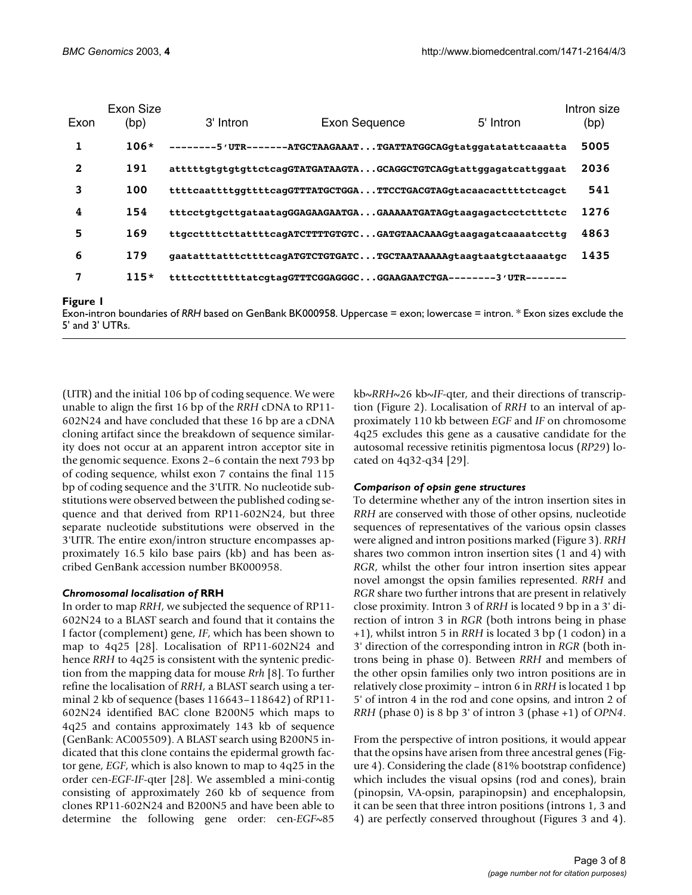| Exon | Exon Size (bp) | 3' Intron | Exon Sequence | 5' Intron | Intron size (bp) |
|---|---|---|---|---|---|
| 1 | 106* | --------5'UTR------- | ATGCTAAGAAAT...TGATTATGGCAG | gtatggatatattcaaatta | 5005 |
| 2 | 191 | atttttgtgtgtgttctcag | GTATGATAAGTA...GCAGGCTGTCAG | gtattggagatcattggaat | 2036 |
| 3 | 100 | ttttcaattttggttttcag | GTTTATGCTGGA...TTCCTGACGTAG | gtacaacacttttctcagct | 541 |
| 4 | 154 | tttcctgtgcttgataatag | GGAGAAGAATGA...GAAAAATGATAG | gtaagagactcctctttctc | 1276 |
| 5 | 169 | ttgccttttcttattttcag | ATCTTTTGTGTC...GATGTAACAAAG | gtaagagatcaaaatccttg | 4863 |
| 6 | 179 | gaatatttatttcttttcag | ATGTCTGTGATC...TGCTAATAAAAA | gtaagtaatgtctaaaatgc | 1435 |
| 7 | 115* | ttttcctttttttatcgtag | GTTTCGGAGGGC...GGAAGAATCTGA | --------3'UTR------- | |

**Figure 1**
Exon-intron boundaries of *RRH* based on GenBank BK000958. Uppercase = exon; lowercase = intron. * Exon sizes exclude the 5' and 3' UTRs.

(UTR) and the initial 106 bp of coding sequence. We were unable to align the first 16 bp of the *RRH* cDNA to RP11-602N24 and have concluded that these 16 bp are a cDNA cloning artifact since the breakdown of sequence similarity does not occur at an apparent intron acceptor site in the genomic sequence. Exons 2–6 contain the next 793 bp of coding sequence, whilst exon 7 contains the final 115 bp of coding sequence and the 3'UTR. No nucleotide substitutions were observed between the published coding sequence and that derived from RP11-602N24, but three separate nucleotide substitutions were observed in the 3'UTR. The entire exon/intron structure encompasses approximately 16.5 kilo base pairs (kb) and has been ascribed GenBank accession number BK000958.

### *Chromosomal localisation of* RRH

In order to map *RRH*, we subjected the sequence of RP11-602N24 to a BLAST search and found that it contains the I factor (complement) gene, *IF*, which has been shown to map to 4q25 [28]. Localisation of RP11-602N24 and hence *RRH* to 4q25 is consistent with the syntenic prediction from the mapping data for mouse *Rrh* [8]. To further refine the localisation of *RRH*, a BLAST search using a terminal 2 kb of sequence (bases 116643–118642) of RP11-602N24 identified BAC clone B200N5 which maps to 4q25 and contains approximately 143 kb of sequence (GenBank: AC005509). A BLAST search using B200N5 indicated that this clone contains the epidermal growth factor gene, *EGF*, which is also known to map to 4q25 in the order cen-*EGF*-*IF*-qter [28]. We assembled a mini-contig consisting of approximately 260 kb of sequence from clones RP11-602N24 and B200N5 and have been able to determine the following gene order: cen-*EGF*~85 kb~*RRH*~26 kb~*IF*-qter, and their directions of transcription (Figure 2). Localisation of *RRH* to an interval of approximately 110 kb between *EGF* and *IF* on chromosome 4q25 excludes this gene as a causative candidate for the autosomal recessive retinitis pigmentosa locus (*RP29*) located on 4q32-q34 [29].

### *Comparison of opsin gene structures*

To determine whether any of the intron insertion sites in *RRH* are conserved with those of other opsins, nucleotide sequences of representatives of the various opsin classes were aligned and intron positions marked (Figure 3). *RRH* shares two common intron insertion sites (1 and 4) with *RGR*, whilst the other four intron insertion sites appear novel amongst the opsin families represented. *RRH* and *RGR* share two further introns that are present in relatively close proximity. Intron 3 of *RRH* is located 9 bp in a 3' direction of intron 3 in *RGR* (both introns being in phase +1), whilst intron 5 in *RRH* is located 3 bp (1 codon) in a 3' direction of the corresponding intron in *RGR* (both introns being in phase 0). Between *RRH* and members of the other opsin families only two intron positions are in relatively close proximity – intron 6 in *RRH* is located 1 bp 5' of intron 4 in the rod and cone opsins, and intron 2 of *RRH* (phase 0) is 8 bp 3' of intron 3 (phase +1) of *OPN4*.

From the perspective of intron positions, it would appear that the opsins have arisen from three ancestral genes (Figure 4). Considering the clade (81% bootstrap confidence) which includes the visual opsins (rod and cones), brain (pinopsin, VA-opsin, parapinopsin) and encephalopsin, it can be seen that three intron positions (introns 1, 3 and 4) are perfectly conserved throughout (Figures 3 and 4).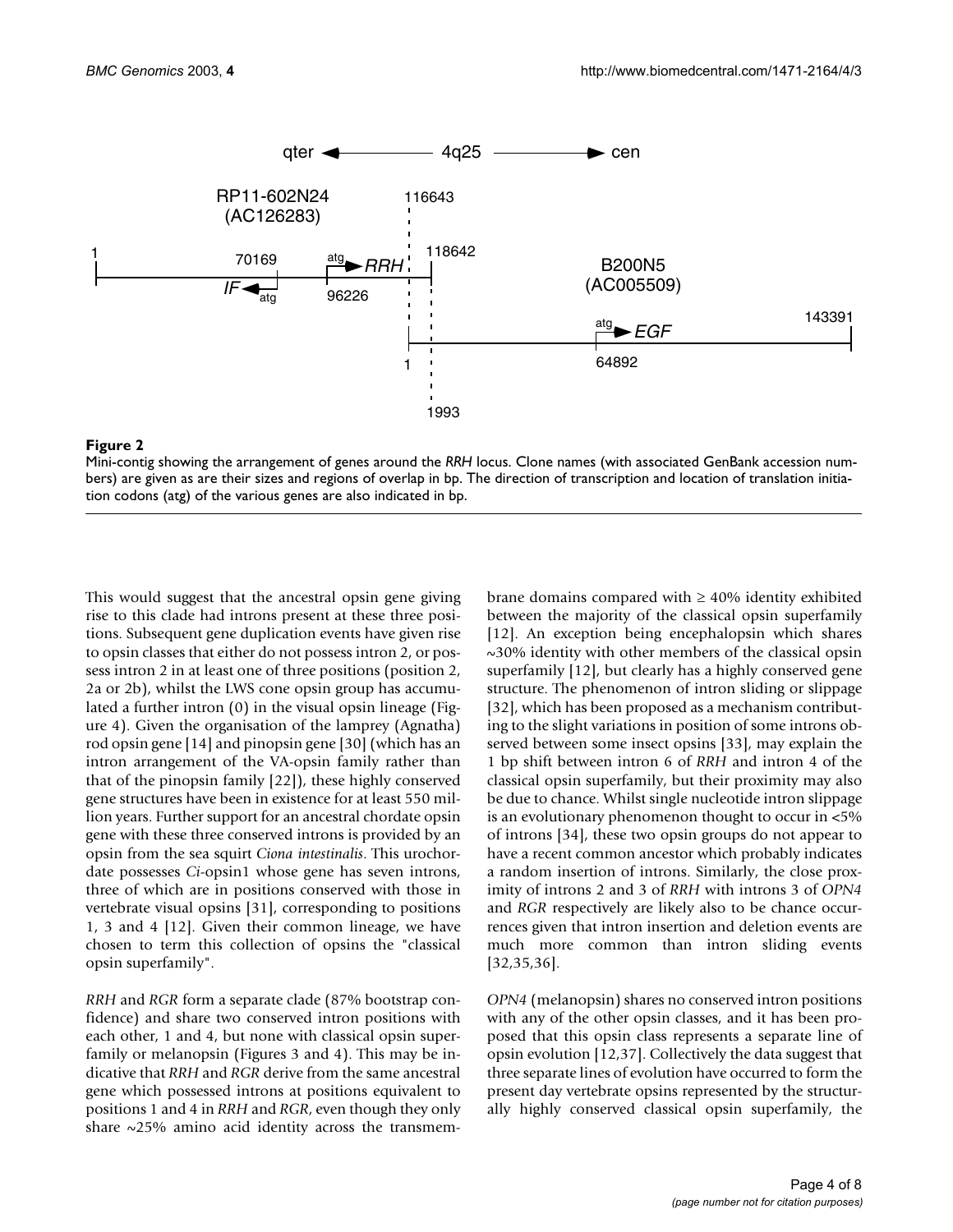**Figure 2**

Mini-contig showing the arrangement of genes around the *RRH* locus. Clone names (with associated GenBank accession numbers) are given as are their sizes and regions of overlap in bp. The direction of transcription and location of translation initiation codons (atg) of the various genes are also indicated in bp.

This would suggest that the ancestral opsin gene giving rise to this clade had introns present at these three positions. Subsequent gene duplication events have given rise to opsin classes that either do not possess intron 2, or possess intron 2 in at least one of three positions (position 2, 2a or 2b), whilst the LWS cone opsin group has accumulated a further intron (0) in the visual opsin lineage (Figure 4). Given the organisation of the lamprey (Agnatha) rod opsin gene [14] and pinopsin gene [30] (which has an intron arrangement of the VA-opsin family rather than that of the pinopsin family [22]), these highly conserved gene structures have been in existence for at least 550 million years. Further support for an ancestral chordate opsin gene with these three conserved introns is provided by an opsin from the sea squirt *Ciona intestinalis*. This urochordate possesses *Ci*-opsin1 whose gene has seven introns, three of which are in positions conserved with those in vertebrate visual opsins [31], corresponding to positions 1, 3 and 4 [12]. Given their common lineage, we have chosen to term this collection of opsins the "classical opsin superfamily".

*RRH* and *RGR* form a separate clade (87% bootstrap confidence) and share two conserved intron positions with each other, 1 and 4, but none with classical opsin superfamily or melanopsin (Figures 3 and 4). This may be indicative that *RRH* and *RGR* derive from the same ancestral gene which possessed introns at positions equivalent to positions 1 and 4 in *RRH* and *RGR*, even though they only share ~25% amino acid identity across the transmembrane domains compared with ≥ 40% identity exhibited between the majority of the classical opsin superfamily [12]. An exception being encephalopsin which shares ~30% identity with other members of the classical opsin superfamily [12], but clearly has a highly conserved gene structure. The phenomenon of intron sliding or slippage [32], which has been proposed as a mechanism contributing to the slight variations in position of some introns observed between some insect opsins [33], may explain the 1 bp shift between intron 6 of *RRH* and intron 4 of the classical opsin superfamily, but their proximity may also be due to chance. Whilst single nucleotide intron slippage is an evolutionary phenomenon thought to occur in <5% of introns [34], these two opsin groups do not appear to have a recent common ancestor which probably indicates a random insertion of introns. Similarly, the close proximity of introns 2 and 3 of *RRH* with introns 3 of *OPN4* and *RGR* respectively are likely also to be chance occurrences given that intron insertion and deletion events are much more common than intron sliding events [32,35,36].

*OPN4* (melanopsin) shares no conserved intron positions with any of the other opsin classes, and it has been proposed that this opsin class represents a separate line of opsin evolution [12,37]. Collectively the data suggest that three separate lines of evolution have occurred to form the present day vertebrate opsins represented by the structurally highly conserved classical opsin superfamily, the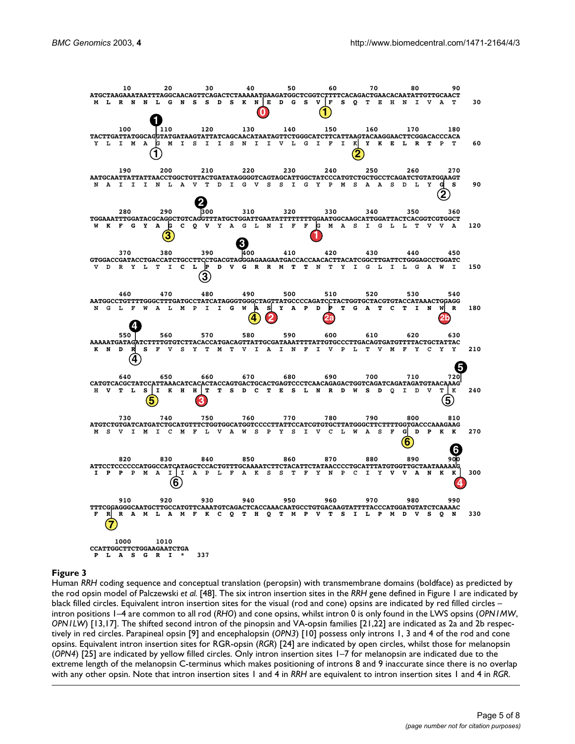```
        10        20        30        40        50        60        70        80        90
ATGCTAAGAAATAATTTAGGCAACAGTTCAGACTCTAAAAATGAAGATGGCTCGGTCTTTTCACAGACTGAACACAATATTGTTGCAACT
 M  L  R  N  N  L  G  N  S  S  D  S  K  N  E  D  G  S  V  F  S  Q  T  E  H  N  I  V  A  T    30

       100       110       120       130       140       150       160       170       180
TACTTGATTATGGCAGGTATGATAAGTATTATCAGCAACATAATAGTTCTGGGCATCTTCATTAAGTACAAGGAACTTCGGACACCCACA
 Y  L  I  M  A  G  M  I  S  I  I  S  N  I  I  V  L  G  I  F  I  K  Y  K  E  L  R  T  P  T    60

       190       200       210       220       230       240       250       260       270
AATGCAATTATTATTAACCTGGCTGTTACTGATATAGGGGTCAGTAGCATTGGCTATCCCATGTCTGCTGCCTCAGATCTGTATGGAAGT
 N  A  I  I  I  N  L  A  V  T  D  I  G  V  S  S  I  G  Y  P  M  S  A  A  S  D  L  Y  G  S    90

       280       290       300       310       320       330       340       350       360
TGGAAATTTGGATACGCAGGCTGTCAGGTTTATGCTGGATTGAATATTTTTTTTGGAATGGCAAGCATTGGATTACTCACGGTCGTGGCT
 W  K  F  G  Y  A  G  C  Q  V  Y  A  G  L  N  I  F  F  G  M  A  S  I  G  L  L  T  V  V  A   120

       370       380       390       400       410       420       430       440       450
GTGGACCGATACCTGACCATCTGCCTTCCTGACGTAGGGAGAAGAATGACCACCAACACTTACATCGGCTTGATTCTGGGAGCCTGGATC
 V  D  R  Y  L  T  I  C  L  P  D  V  G  R  R  M  T  T  N  T  Y  I  G  L  I  L  G  A  W  I   150

       460       470       480       490       500       510       520       530       540
AATGGCCTGTTTTGGGCTTTGATGCCTATCATAGGGTGGGCTAGTTATGCCCCAGATCCTACTGGTGCTACGTGTACCATAAACTGGAGG
 N  G  L  F  W  A  L  M  P  I  I  G  W  A  S  Y  A  P  D  P  T  G  A  T  C  T  I  N  W  R   180

       550       560       570       580       590       600       610       620       630
AAAAATGATAGATCTTTTGTGTCTTACACCATGACAGTTATTGCGATAAATTTTATTGTGCCCTTGACAGTGATGTTTTACTGCTATTAC
 K  N  D  R  S  F  V  S  Y  T  M  T  V  I  A  I  N  F  I  V  P  L  T  V  M  F  Y  C  Y  Y   210

       640       650       660       670       680       690       700       710       720
CATGTCACGCTATCCATTAAACATCACACTACCAGTGACTGCACTGAGTCCCTCAACAGAGACTGGTCAGATCAGATAGATGTAACAAAG
 H  V  T  L  S  I  K  H  H  T  T  S  D  C  T  E  S  L  N  R  D  W  S  D  Q  I  D  V  T  K   240

       730       740       750       760       770       780       790       800       810
ATGTCTGTGATCATGATCTGCATGTTTCTGGTGGCATGGTCCCCTTATTCCATCGTGTGCTTATGGGCTTCTTTTGGTGACCCAAAGAAG
 M  S  V  I  M  I  C  M  F  L  V  A  W  S  P  Y  S  I  V  C  L  W  A  S  F  G  D  P  K  K   270

       820       830       840       850       860       870       880       890       900
ATTCCTCCCCCCATGGCCATCATAGCTCCACTGTTTGCAAAATCTTCTACATTCTATAACCCCTGCATTTATGTGGTTGCTAATAAAAAG
 I  P  P  P  M  A  I  I  A  P  L  F  A  K  S  S  T  F  Y  N  P  C  I  Y  V  V  A  N  K  K   300

       910       920       930       940       950       960       970       980       990
TTTCGGAGGGCAATGCTTGCCATGTTCAAATGTCAGACTCACCAAACAATGCCTGTGACAAGTATTTTACCCATGGATGTATCTCAAAAC
 F  R  R  A  M  L  A  M  F  K  C  Q  T  H  Q  T  M  P  V  T  S  I  L  P  M  D  V  S  Q  N   330

      1000      1010
CCATTGGCTTCTGGAAGAATCTGA
 P  L  A  S  G  R  I  *  337
```

**Figure 3**

Human *RRH* coding sequence and conceptual translation (peropsin) with transmembrane domains (boldface) as predicted by the rod opsin model of Palczewski *et al.* [48]. The six intron insertion sites in the *RRH* gene defined in Figure 1 are indicated by black filled circles. Equivalent intron insertion sites for the visual (rod and cone) opsins are indicated by red filled circles – intron positions 1–4 are common to all rod (*RHO*) and cone opsins, whilst intron 0 is only found in the LWS opsins (*OPN1MW*, *OPN1LW*) [13,17]. The shifted second intron of the pinopsin and VA-opsin families [21,22] are indicated as 2a and 2b respectively in red circles. Parapineal opsin [9] and encephalopsin (*OPN3*) [10] possess only introns 1, 3 and 4 of the rod and cone opsins. Equivalent intron insertion sites for RGR-opsin (*RGR*) [24] are indicated by open circles, whilst those for melanopsin (*OPN4*) [25] are indicated by yellow filled circles. Only intron insertion sites 1–7 for melanopsin are indicated due to the extreme length of the melanopsin C-terminus which makes positioning of introns 8 and 9 inaccurate since there is no overlap with any other opsin. Note that intron insertion sites 1 and 4 in *RRH* are equivalent to intron insertion sites 1 and 4 in *RGR*.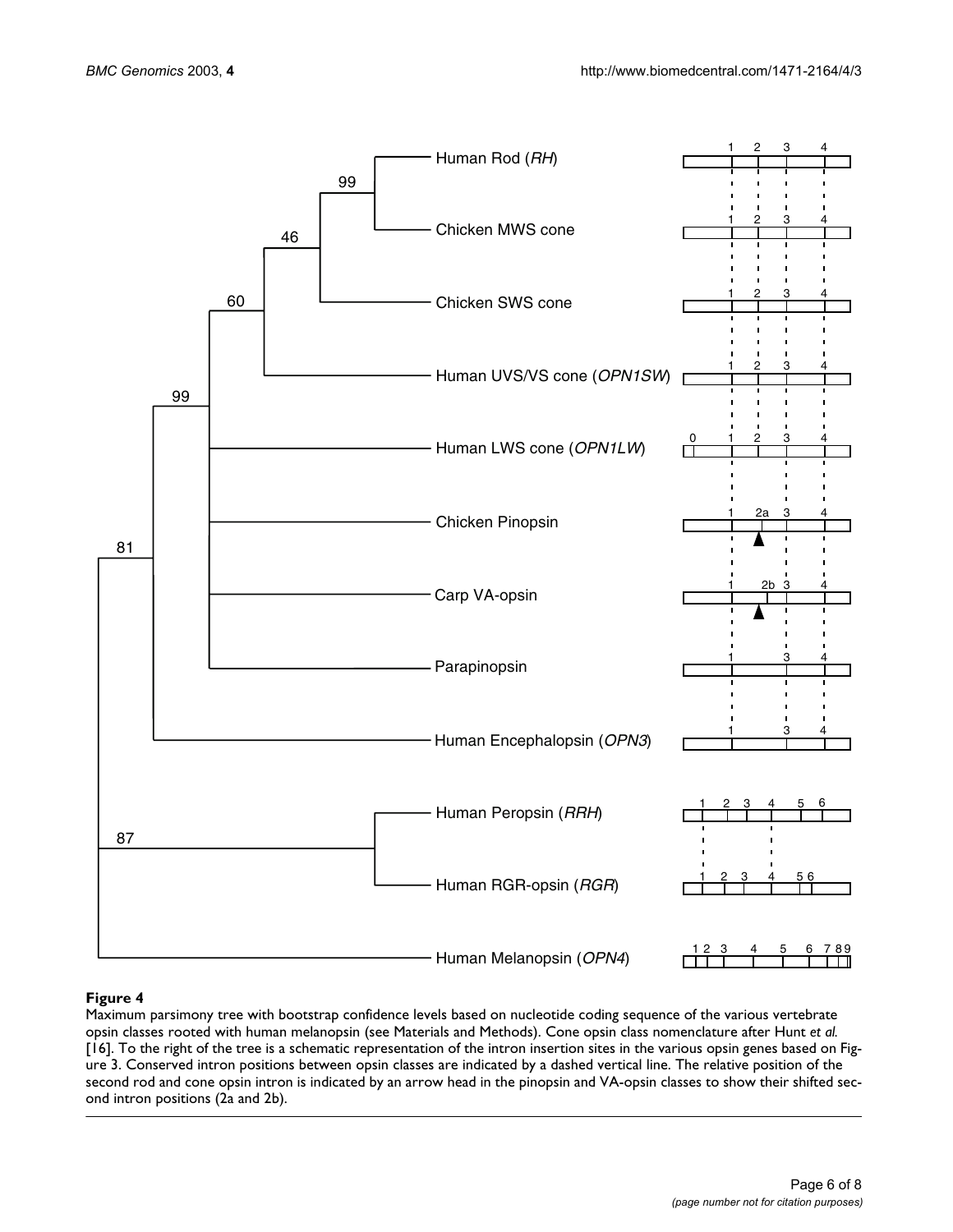**Figure 4**

Maximum parsimony tree with bootstrap confidence levels based on nucleotide coding sequence of the various vertebrate opsin classes rooted with human melanopsin (see Materials and Methods). Cone opsin class nomenclature after Hunt *et al.* [16]. To the right of the tree is a schematic representation of the intron insertion sites in the various opsin genes based on Figure 3. Conserved intron positions between opsin classes are indicated by a dashed vertical line. The relative position of the second rod and cone opsin intron is indicated by an arrow head in the pinopsin and VA-opsin classes to show their shifted second intron positions (2a and 2b).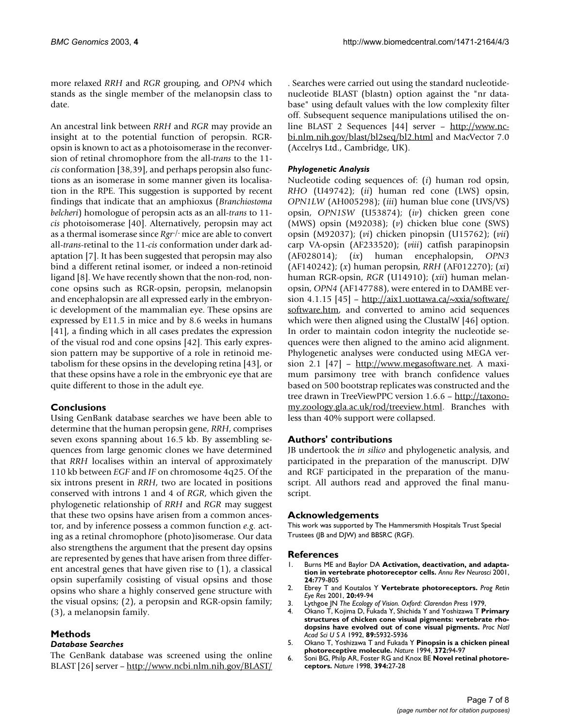more relaxed *RRH* and *RGR* grouping, and *OPN4* which stands as the single member of the melanopsin class to date.

An ancestral link between *RRH* and *RGR* may provide an insight at to the potential function of peropsin. RGR-opsin is known to act as a photoisomerase in the reconversion of retinal chromophore from the all-*trans* to the 11-*cis* conformation [38,39], and perhaps peropsin also functions as an isomerase in some manner given its localisation in the RPE. This suggestion is supported by recent findings that indicate that an amphioxus (*Branchiostoma belcheri*) homologue of peropsin acts as an all-*trans* to 11-*cis* photoisomerase [40]. Alternatively, peropsin may act as a thermal isomerase since *Rgr*$^{-/-}$ mice are able to convert all-*trans*-retinal to the 11-*cis* conformation under dark adaptation [7]. It has been suggested that peropsin may also bind a different retinal isomer, or indeed a non-retinoid ligand [8]. We have recently shown that the non-rod, non-cone opsins such as RGR-opsin, peropsin, melanopsin and encephalopsin are all expressed early in the embryonic development of the mammalian eye. These opsins are expressed by E11.5 in mice and by 8.6 weeks in humans [41], a finding which in all cases predates the expression of the visual rod and cone opsins [42]. This early expression pattern may be supportive of a role in retinoid metabolism for these opsins in the developing retina [43], or that these opsins have a role in the embryonic eye that are quite different to those in the adult eye.

## Conclusions

Using GenBank database searches we have been able to determine that the human peropsin gene, *RRH*, comprises seven exons spanning about 16.5 kb. By assembling sequences from large genomic clones we have determined that *RRH* localises within an interval of approximately 110 kb between *EGF* and *IF* on chromosome 4q25. Of the six introns present in *RRH*, two are located in positions conserved with introns 1 and 4 of *RGR*, which given the phylogenetic relationship of *RRH* and *RGR* may suggest that these two opsins have arisen from a common ancestor, and by inference possess a common function *e.g.* acting as a retinal chromophore (photo)isomerase. Our data also strengthens the argument that the present day opsins are represented by genes that have arisen from three different ancestral genes that have given rise to (1), a classical opsin superfamily cosisting of visual opsins and those opsins who share a highly conserved gene structure with the visual opsins; (2), a peropsin and RGR-opsin family; (3), a melanopsin family.

## Methods

### *Database Searches*

The GenBank database was screened using the online BLAST [26] server – http://www.ncbi.nlm.nih.gov/BLAST/. Searches were carried out using the standard nucleotide-nucleotide BLAST (blastn) option against the "nr database" using default values with the low complexity filter off. Subsequent sequence manipulations utilised the online BLAST 2 Sequences [44] server – http://www.ncbi.nlm.nih.gov/blast/bl2seq/bl2.html and MacVector 7.0 (Accelrys Ltd., Cambridge, UK).

### *Phylogenetic Analysis*

Nucleotide coding sequences of: (*i*) human rod opsin, *RHO* (U49742); (*ii*) human red cone (LWS) opsin, *OPN1LW* (AH005298); (*iii*) human blue cone (UVS/VS) opsin, *OPN1SW* (U53874); (*iv*) chicken green cone (MWS) opsin (M92038); (*v*) chicken blue cone (SWS) opsin (M92037); (*vi*) chicken pinopsin (U15762); (*vii*) carp VA-opsin (AF233520); (*viii*) catfish parapinopsin (AF028014); (*ix*) human encephalopsin, *OPN3* (AF140242); (*x*) human peropsin, *RRH* (AF012270); (*xi*) human RGR-opsin, *RGR* (U14910); (*xii*) human melanopsin, *OPN4* (AF147788), were entered in to DAMBE version 4.1.15 [45] – http://aix1.uottawa.ca/~xxia/software/software.htm, and converted to amino acid sequences which were then aligned using the ClustalW [46] option. In order to maintain codon integrity the nucleotide sequences were then aligned to the amino acid alignment. Phylogenetic analyses were conducted using MEGA version 2.1 [47] – http://www.megasoftware.net. A maximum parsimony tree with branch confidence values based on 500 bootstrap replicates was constructed and the tree drawn in TreeViewPPC version 1.6.6 – http://taxonomy.zoology.gla.ac.uk/rod/treeview.html. Branches with less than 40% support were collapsed.

## Authors' contributions

JB undertook the *in silico* and phylogenetic analysis, and participated in the preparation of the manuscript. DJW and RGF participated in the preparation of the manuscript. All authors read and approved the final manuscript.

## Acknowledgements

This work was supported by The Hammersmith Hospitals Trust Special Trustees (JB and DJW) and BBSRC (RGF).

## References

1. Burns ME and Baylor DA **Activation, deactivation, and adaptation in vertebrate photoreceptor cells.** *Annu Rev Neurosci* 2001, **24:**779-805
2. Ebrey T and Koutalos Y **Vertebrate photoreceptors.** *Prog Retin Eye Res* 2001, **20:**49-94
3. Lythgoe JN *The Ecology of Vision. Oxford: Clarendon Press* 1979,
4. Okano T, Kojima D, Fukada Y, Shichida Y and Yoshizawa T **Primary structures of chicken cone visual pigments: vertebrate rhodopsins have evolved out of cone visual pigments.** *Proc Natl Acad Sci U S A* 1992, **89:**5932-5936
5. Okano T, Yoshizawa T and Fukada Y **Pinopsin is a chicken pineal photoreceptive molecule.** *Nature* 1994, **372:**94-97
6. Soni BG, Philp AR, Foster RG and Knox BE **Novel retinal photoreceptors.** *Nature* 1998, **394:**27-28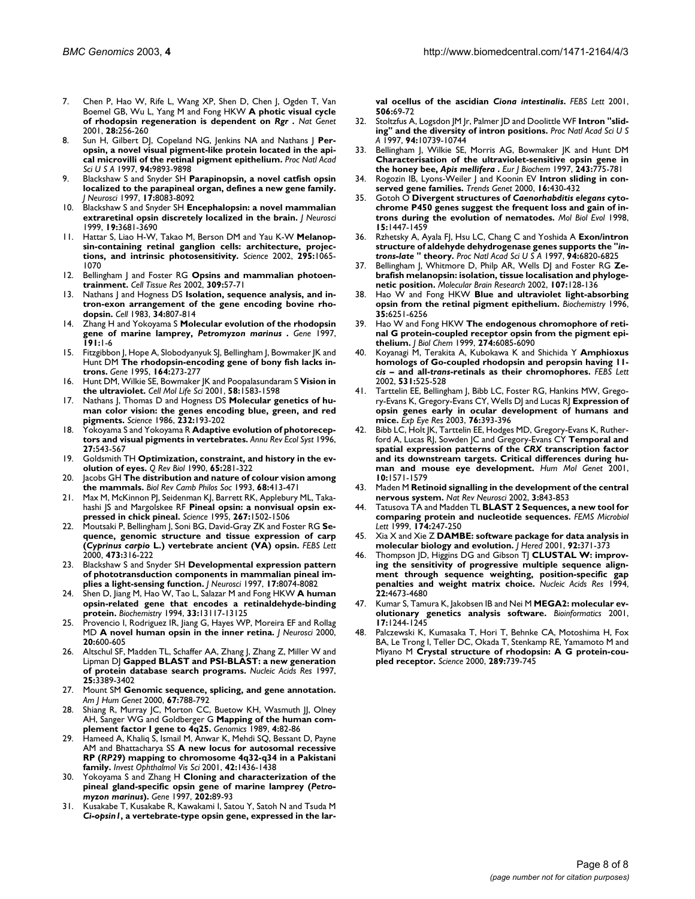7. Chen P, Hao W, Rife L, Wang XP, Shen D, Chen J, Ogden T, Van Boemel GB, Wu L, Yang M and Fong HKW **A photic visual cycle of rhodopsin regeneration is dependent on *Rgr*.** *Nat Genet* 2001, **28:**256-260
8. Sun H, Gilbert DJ, Copeland NG, Jenkins NA and Nathans J **Peropsin, a novel visual pigment-like protein located in the apical microvilli of the retinal pigment epithelium.** *Proc Natl Acad Sci U S A* 1997, **94:**9893-9898
9. Blackshaw S and Snyder SH **Parapinopsin, a novel catfish opsin localized to the parapineal organ, defines a new gene family.** *J Neurosci* 1997, **17:**8083-8092
10. Blackshaw S and Snyder SH **Encephalopsin: a novel mammalian extraretinal opsin discretely localized in the brain.** *J Neurosci* 1999, **19:**3681-3690
11. Hattar S, Liao H-W, Takao M, Berson DM and Yau K-W **Melanopsin-containing retinal ganglion cells: architecture, projections, and intrinsic photosensitivity.** *Science* 2002, **295:**1065-1070
12. Bellingham J and Foster RG **Opsins and mammalian photoentrainment.** *Cell Tissue Res* 2002, **309:**57-71
13. Nathans J and Hogness DS **Isolation, sequence analysis, and intron-exon arrangement of the gene encoding bovine rhodopsin.** *Cell* 1983, **34:**807-814
14. Zhang H and Yokoyama S **Molecular evolution of the rhodopsin gene of marine lamprey, *Petromyzon marinus*.** *Gene* 1997, **191:**1-6
15. Fitzgibbon J, Hope A, Slobodyanyuk SJ, Bellingham J, Bowmaker JK and Hunt DM **The rhodopsin-encoding gene of bony fish lacks introns.** *Gene* 1995, **164:**273-277
16. Hunt DM, Wilkie SE, Bowmaker JK and Poopalasundaram S **Vision in the ultraviolet.** *Cell Mol Life Sci* 2001, **58:**1583-1598
17. Nathans J, Thomas D and Hogness DS **Molecular genetics of human color vision: the genes encoding blue, green, and red pigments.** *Science* 1986, **232:**193-202
18. Yokoyama S and Yokoyama R **Adaptive evolution of photoreceptors and visual pigments in vertebrates.** *Annu Rev Ecol Syst* 1996, **27:**543-567
19. Goldsmith TH **Optimization, constraint, and history in the evolution of eyes.** *Q Rev Biol* 1990, **65:**281-322
20. Jacobs GH **The distribution and nature of colour vision among the mammals.** *Biol Rev Camb Philos Soc* 1993, **68:**413-471
21. Max M, McKinnon PJ, Seidenman KJ, Barrett RK, Applebury ML, Takahashi JS and Margolskee RF **Pineal opsin: a nonvisual opsin expressed in chick pineal.** *Science* 1995, **267:**1502-1506
22. Moutsaki P, Bellingham J, Soni BG, David-Gray ZK and Foster RG **Sequence, genomic structure and tissue expression of carp (*Cyprinus carpio* L.) vertebrate ancient (VA) opsin.** *FEBS Lett* 2000, **473:**316-222
23. Blackshaw S and Snyder SH **Developmental expression pattern of phototransduction components in mammalian pineal implies a light-sensing function.** *J Neurosci* 1997, **17:**8074-8082
24. Shen D, Jiang M, Hao W, Tao L, Salazar M and Fong HKW **A human opsin-related gene that encodes a retinaldehyde-binding protein.** *Biochemistry* 1994, **33:**13117-13125
25. Provencio I, Rodriguez IR, Jiang G, Hayes WP, Moreira EF and Rollag MD **A novel human opsin in the inner retina.** *J Neurosci* 2000, **20:**600-605
26. Altschul SF, Madden TL, Schaffer AA, Zhang J, Zhang Z, Miller W and Lipman DJ **Gapped BLAST and PSI-BLAST: a new generation of protein database search programs.** *Nucleic Acids Res* 1997, **25:**3389-3402
27. Mount SM **Genomic sequence, splicing, and gene annotation.** *Am J Hum Genet* 2000, **67:**788-792
28. Shiang R, Murray JC, Morton CC, Buetow KH, Wasmuth JJ, Olney AH, Sanger WG and Goldberger G **Mapping of the human complement factor I gene to 4q25.** *Genomics* 1989, **4:**82-86
29. Hameed A, Khaliq S, Ismail M, Anwar K, Mehdi SQ, Bessant D, Payne AM and Bhattacharya SS **A new locus for autosomal recessive RP (*RP29*) mapping to chromosome 4q32-q34 in a Pakistani family.** *Invest Ophthalmol Vis Sci* 2001, **42:**1436-1438
30. Yokoyama S and Zhang H **Cloning and characterization of the pineal gland-specific opsin gene of marine lamprey (*Petromyzon marinus*).** *Gene* 1997, **202:**89-93
31. Kusakabe T, Kusakabe R, Kawakami I, Satou Y, Satoh N and Tsuda M ***Ci-opsin1*, a vertebrate-type opsin gene, expressed in the larval ocellus of the ascidian *Ciona intestinalis*.** *FEBS Lett* 2001, **506:**69-72
32. Stoltzfus A, Logsdon JM Jr, Palmer JD and Doolittle WF **Intron "sliding" and the diversity of intron positions.** *Proc Natl Acad Sci U S A* 1997, **94:**10739-10744
33. Bellingham J, Wilkie SE, Morris AG, Bowmaker JK and Hunt DM **Characterisation of the ultraviolet-sensitive opsin gene in the honey bee, *Apis mellifera*.** *Eur J Biochem* 1997, **243:**775-781
34. Rogozin IB, Lyons-Weiler J and Koonin EV **Intron sliding in conserved gene families.** *Trends Genet* 2000, **16:**430-432
35. Gotoh O **Divergent structures of *Caenorhabditis elegans* cytochrome P450 genes suggest the frequent loss and gain of introns during the evolution of nematodes.** *Mol Biol Evol* 1998, **15:**1447-1459
36. Rzhetsky A, Ayala FJ, Hsu LC, Chang C and Yoshida A **Exon/intron structure of aldehyde dehydrogenase genes supports the "*introns-late*" theory.** *Proc Natl Acad Sci U S A* 1997, **94:**6820-6825
37. Bellingham J, Whitmore D, Philp AR, Wells DJ and Foster RG **Zebrafish melanopsin: isolation, tissue localisation and phylogenetic position.** *Molecular Brain Research* 2002, **107:**128-136
38. Hao W and Fong HKW **Blue and ultraviolet light-absorbing opsin from the retinal pigment epithelium.** *Biochemistry* 1996, **35:**6251-6256
39. Hao W and Fong HKW **The endogenous chromophore of retinal G protein-coupled receptor opsin from the pigment epithelium.** *J Biol Chem* 1999, **274:**6085-6090
40. Koyanagi M, Terakita A, Kubokawa K and Shichida Y **Amphioxus homologs of Go-coupled rhodopsin and peropsin having 11-*cis* – and all-*trans*-retinals as their chromophores.** *FEBS Lett* 2002, **531:**525-528
41. Tarttelin EE, Bellingham J, Bibb LC, Foster RG, Hankins MW, Gregory-Evans K, Gregory-Evans CY, Wells DJ and Lucas RJ **Expression of opsin genes early in ocular development of humans and mice.** *Exp Eye Res* 2003, **76:**393-396
42. Bibb LC, Holt JK, Tarttelin EE, Hodges MD, Gregory-Evans K, Rutherford A, Lucas RJ, Sowden JC and Gregory-Evans CY **Temporal and spatial expression patterns of the *CRX* transcription factor and its downstream targets. Critical differences during human and mouse eye development.** *Hum Mol Genet* 2001, **10:**1571-1579
43. Maden M **Retinoid signalling in the development of the central nervous system.** *Nat Rev Neurosci* 2002, **3:**843-853
44. Tatusova TA and Madden TL **BLAST 2 Sequences, a new tool for comparing protein and nucleotide sequences.** *FEMS Microbiol Lett* 1999, **174:**247-250
45. Xia X and Xie Z **DAMBE: software package for data analysis in molecular biology and evolution.** *J Hered* 2001, **92:**371-373
46. Thompson JD, Higgins DG and Gibson TJ **CLUSTAL W: improving the sensitivity of progressive multiple sequence alignment through sequence weighting, position-specific gap penalties and weight matrix choice.** *Nucleic Acids Res* 1994, **22:**4673-4680
47. Kumar S, Tamura K, Jakobsen IB and Nei M **MEGA2: molecular evolutionary genetics analysis software.** *Bioinformatics* 2001, **17:**1244-1245
48. Palczewski K, Kumasaka T, Hori T, Behnke CA, Motoshima H, Fox BA, Le Trong I, Teller DC, Okada T, Stenkamp RE, Yamamoto M and Miyano M **Crystal structure of rhodopsin: A G protein-coupled receptor.** *Science* 2000, **289:**739-745